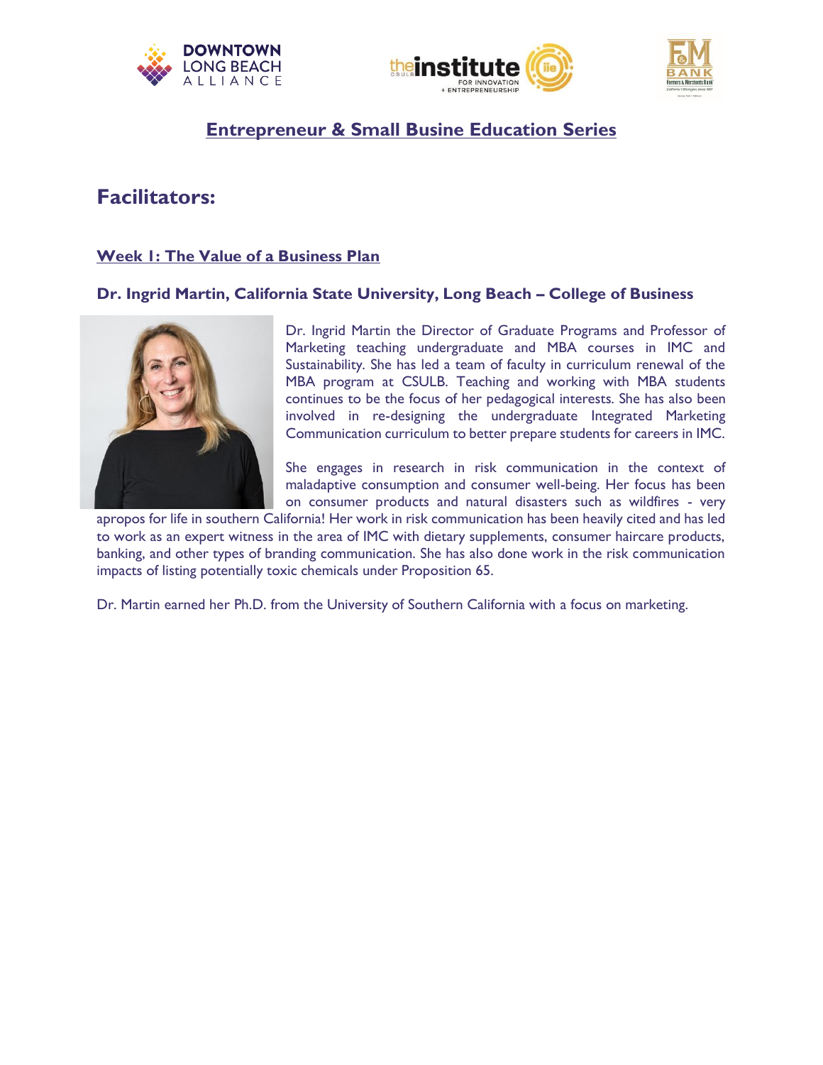## Entrepreneur & Small Busine Education Series

# Facilitators:

### Week 1: The Value of a Business Plan

### Dr. Ingrid Martin, California State University, Long Beach – College of Business

Dr. Ingrid Martin the Director of Graduate Programs and Professor of Marketing teaching undergraduate and MBA courses in IMC and Sustainability. She has led a team of faculty in curriculum renewal of the MBA program at CSULB. Teaching and working with MBA students continues to be the focus of her pedagogical interests. She has also been involved in re-designing the undergraduate Integrated Marketing Communication curriculum to better prepare students for careers in IMC.

She engages in research in risk communication in the context of maladaptive consumption and consumer well-being. Her focus has been on consumer products and natural disasters such as wildfires - very apropos for life in southern California! Her work in risk communication has been heavily cited and has led to work as an expert witness in the area of IMC with dietary supplements, consumer haircare products, banking, and other types of branding communication. She has also done work in the risk communication impacts of listing potentially toxic chemicals under Proposition 65.

Dr. Martin earned her Ph.D. from the University of Southern California with a focus on marketing.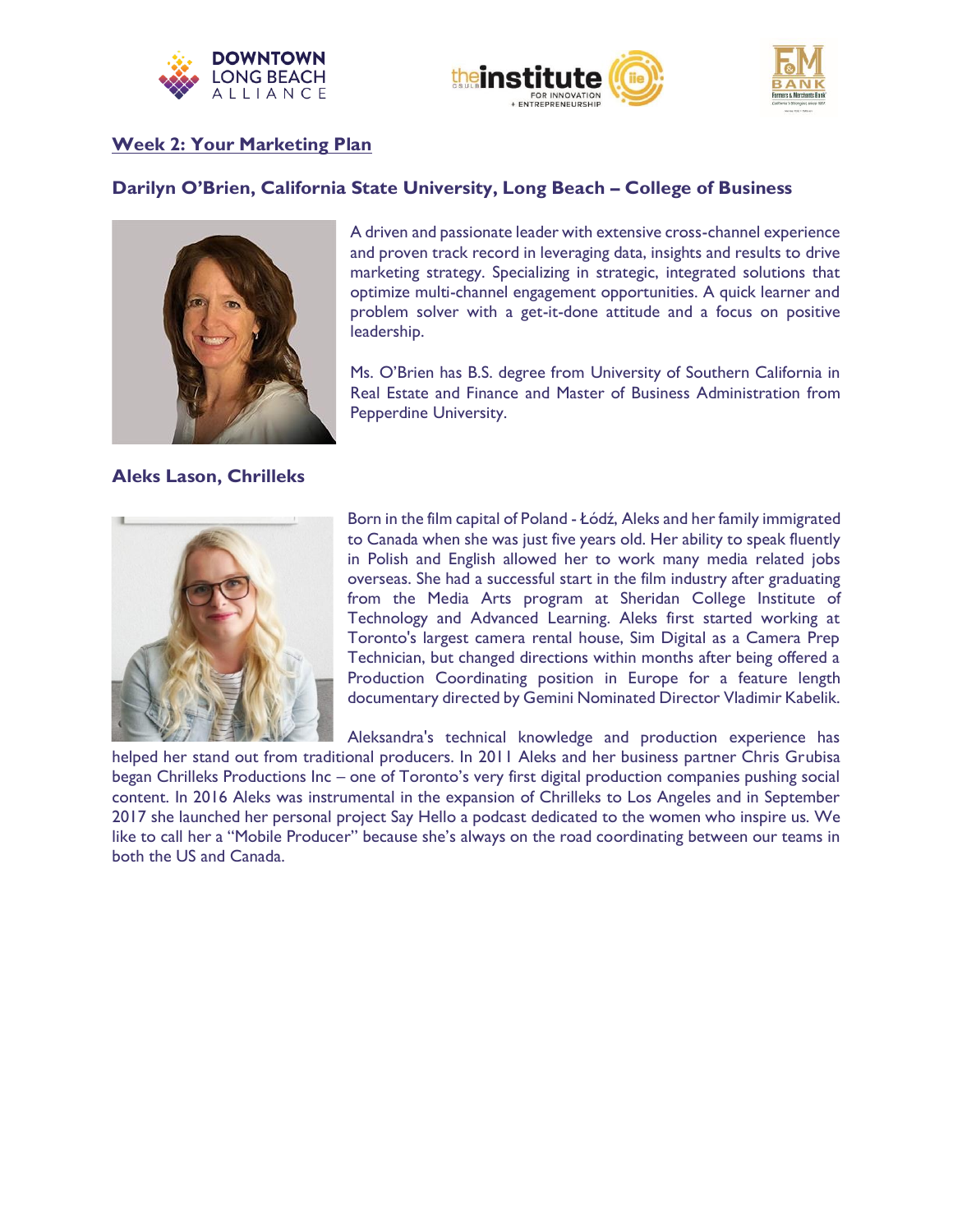## Week 2: Your Marketing Plan

### Darilyn O'Brien, California State University, Long Beach – College of Business

A driven and passionate leader with extensive cross-channel experience and proven track record in leveraging data, insights and results to drive marketing strategy. Specializing in strategic, integrated solutions that optimize multi-channel engagement opportunities. A quick learner and problem solver with a get-it-done attitude and a focus on positive leadership.

Ms. O'Brien has B.S. degree from University of Southern California in Real Estate and Finance and Master of Business Administration from Pepperdine University.

### Aleks Lason, Chrilleks

Born in the film capital of Poland - Łódź, Aleks and her family immigrated to Canada when she was just five years old. Her ability to speak fluently in Polish and English allowed her to work many media related jobs overseas. She had a successful start in the film industry after graduating from the Media Arts program at Sheridan College Institute of Technology and Advanced Learning. Aleks first started working at Toronto's largest camera rental house, Sim Digital as a Camera Prep Technician, but changed directions within months after being offered a Production Coordinating position in Europe for a feature length documentary directed by Gemini Nominated Director Vladimir Kabelik.

Aleksandra's technical knowledge and production experience has helped her stand out from traditional producers. In 2011 Aleks and her business partner Chris Grubisa began Chrilleks Productions Inc – one of Toronto's very first digital production companies pushing social content. In 2016 Aleks was instrumental in the expansion of Chrilleks to Los Angeles and in September 2017 she launched her personal project Say Hello a podcast dedicated to the women who inspire us. We like to call her a "Mobile Producer" because she's always on the road coordinating between our teams in both the US and Canada.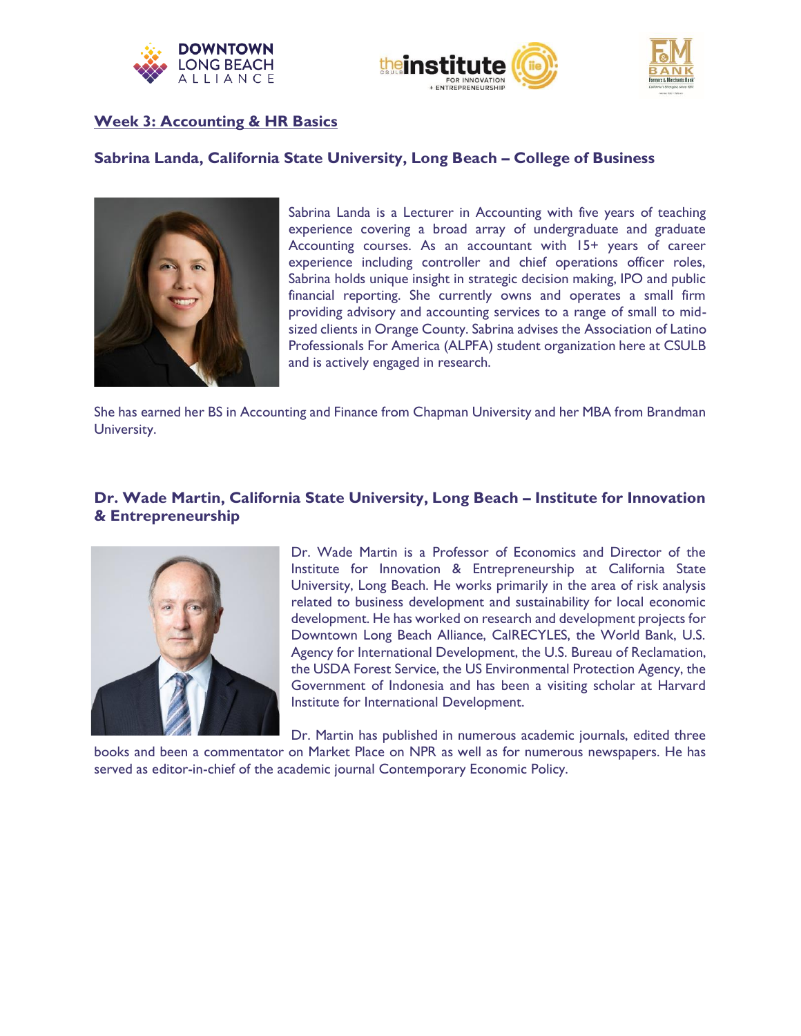## Week 3: Accounting & HR Basics

### Sabrina Landa, California State University, Long Beach – College of Business

Sabrina Landa is a Lecturer in Accounting with five years of teaching experience covering a broad array of undergraduate and graduate Accounting courses. As an accountant with 15+ years of career experience including controller and chief operations officer roles, Sabrina holds unique insight in strategic decision making, IPO and public financial reporting. She currently owns and operates a small firm providing advisory and accounting services to a range of small to mid-sized clients in Orange County. Sabrina advises the Association of Latino Professionals For America (ALPFA) student organization here at CSULB and is actively engaged in research.

She has earned her BS in Accounting and Finance from Chapman University and her MBA from Brandman University.

### Dr. Wade Martin, California State University, Long Beach – Institute for Innovation & Entrepreneurship

Dr. Wade Martin is a Professor of Economics and Director of the Institute for Innovation & Entrepreneurship at California State University, Long Beach. He works primarily in the area of risk analysis related to business development and sustainability for local economic development. He has worked on research and development projects for Downtown Long Beach Alliance, CalRECYLES, the World Bank, U.S. Agency for International Development, the U.S. Bureau of Reclamation, the USDA Forest Service, the US Environmental Protection Agency, the Government of Indonesia and has been a visiting scholar at Harvard Institute for International Development.

Dr. Martin has published in numerous academic journals, edited three books and been a commentator on Market Place on NPR as well as for numerous newspapers. He has served as editor-in-chief of the academic journal Contemporary Economic Policy.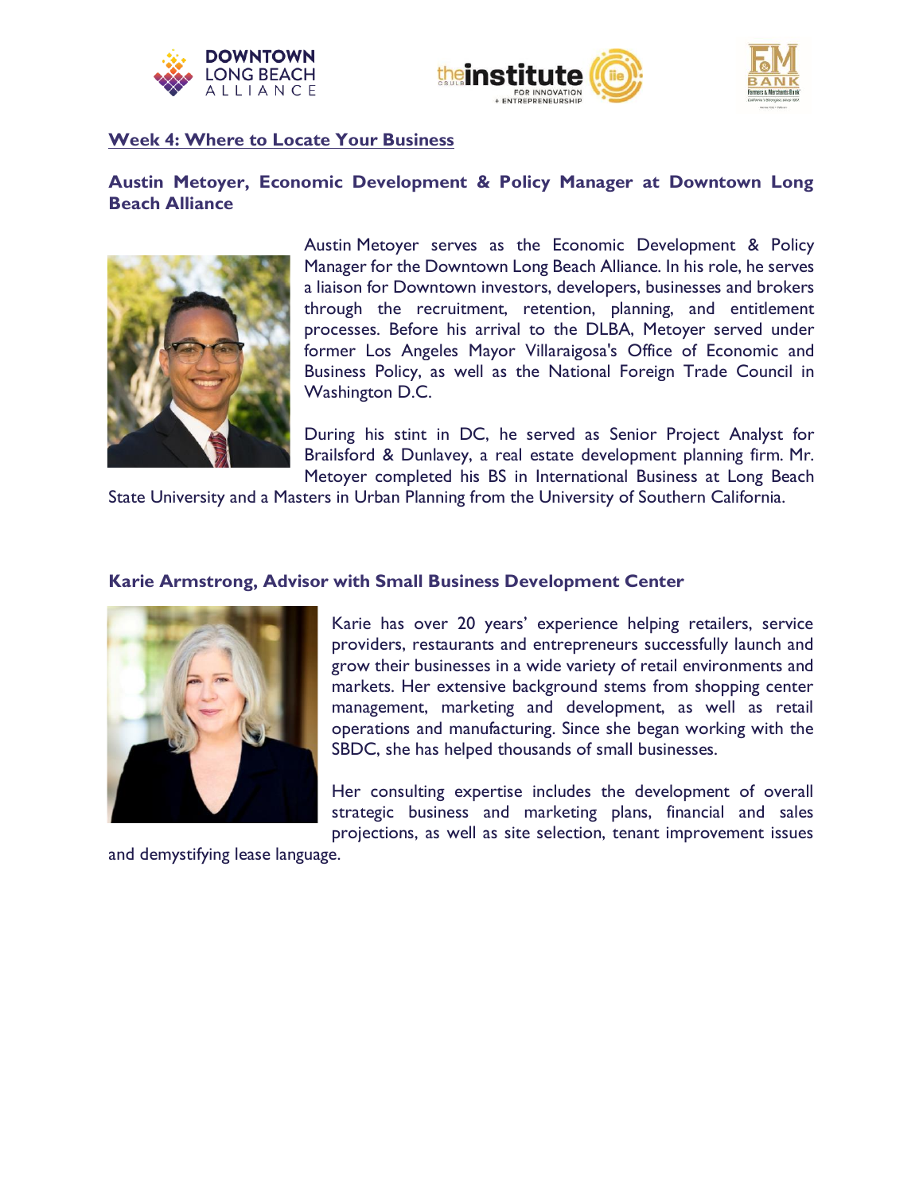## Week 4: Where to Locate Your Business

### Austin Metoyer, Economic Development & Policy Manager at Downtown Long Beach Alliance

Austin Metoyer serves as the Economic Development & Policy Manager for the Downtown Long Beach Alliance. In his role, he serves a liaison for Downtown investors, developers, businesses and brokers through the recruitment, retention, planning, and entitlement processes. Before his arrival to the DLBA, Metoyer served under former Los Angeles Mayor Villaraigosa's Office of Economic and Business Policy, as well as the National Foreign Trade Council in Washington D.C.

During his stint in DC, he served as Senior Project Analyst for Brailsford & Dunlavey, a real estate development planning firm. Mr. Metoyer completed his BS in International Business at Long Beach State University and a Masters in Urban Planning from the University of Southern California.

### Karie Armstrong, Advisor with Small Business Development Center

Karie has over 20 years' experience helping retailers, service providers, restaurants and entrepreneurs successfully launch and grow their businesses in a wide variety of retail environments and markets. Her extensive background stems from shopping center management, marketing and development, as well as retail operations and manufacturing. Since she began working with the SBDC, she has helped thousands of small businesses.

Her consulting expertise includes the development of overall strategic business and marketing plans, financial and sales projections, as well as site selection, tenant improvement issues and demystifying lease language.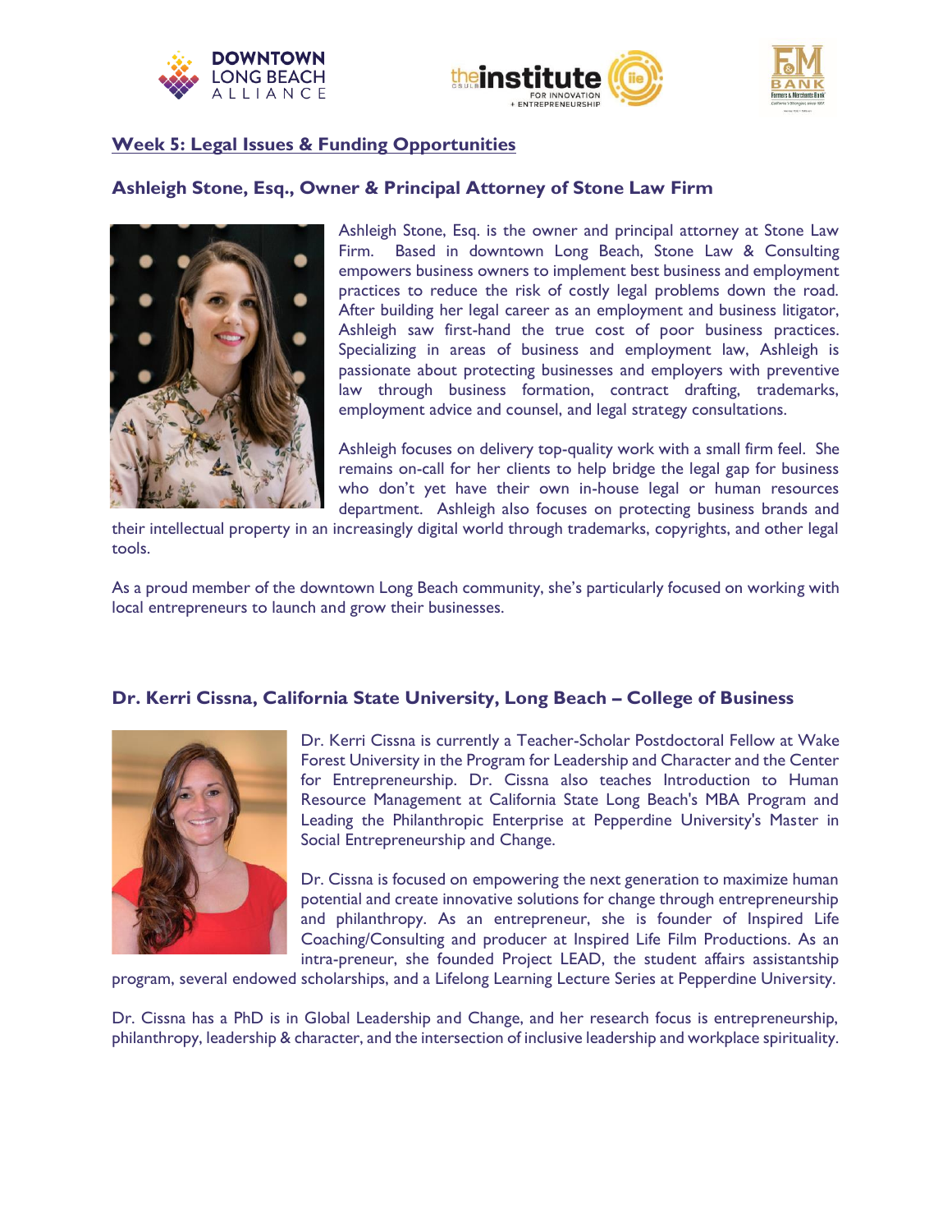## Week 5: Legal Issues & Funding Opportunities

### Ashleigh Stone, Esq., Owner & Principal Attorney of Stone Law Firm

Ashleigh Stone, Esq. is the owner and principal attorney at Stone Law Firm. Based in downtown Long Beach, Stone Law & Consulting empowers business owners to implement best business and employment practices to reduce the risk of costly legal problems down the road. After building her legal career as an employment and business litigator, Ashleigh saw first-hand the true cost of poor business practices. Specializing in areas of business and employment law, Ashleigh is passionate about protecting businesses and employers with preventive law through business formation, contract drafting, trademarks, employment advice and counsel, and legal strategy consultations.

Ashleigh focuses on delivery top-quality work with a small firm feel. She remains on-call for her clients to help bridge the legal gap for business who don't yet have their own in-house legal or human resources department. Ashleigh also focuses on protecting business brands and their intellectual property in an increasingly digital world through trademarks, copyrights, and other legal tools.

As a proud member of the downtown Long Beach community, she's particularly focused on working with local entrepreneurs to launch and grow their businesses.

### Dr. Kerri Cissna, California State University, Long Beach – College of Business

Dr. Kerri Cissna is currently a Teacher-Scholar Postdoctoral Fellow at Wake Forest University in the Program for Leadership and Character and the Center for Entrepreneurship. Dr. Cissna also teaches Introduction to Human Resource Management at California State Long Beach's MBA Program and Leading the Philanthropic Enterprise at Pepperdine University's Master in Social Entrepreneurship and Change.

Dr. Cissna is focused on empowering the next generation to maximize human potential and create innovative solutions for change through entrepreneurship and philanthropy. As an entrepreneur, she is founder of Inspired Life Coaching/Consulting and producer at Inspired Life Film Productions. As an intra-preneur, she founded Project LEAD, the student affairs assistantship program, several endowed scholarships, and a Lifelong Learning Lecture Series at Pepperdine University.

Dr. Cissna has a PhD is in Global Leadership and Change, and her research focus is entrepreneurship, philanthropy, leadership & character, and the intersection of inclusive leadership and workplace spirituality.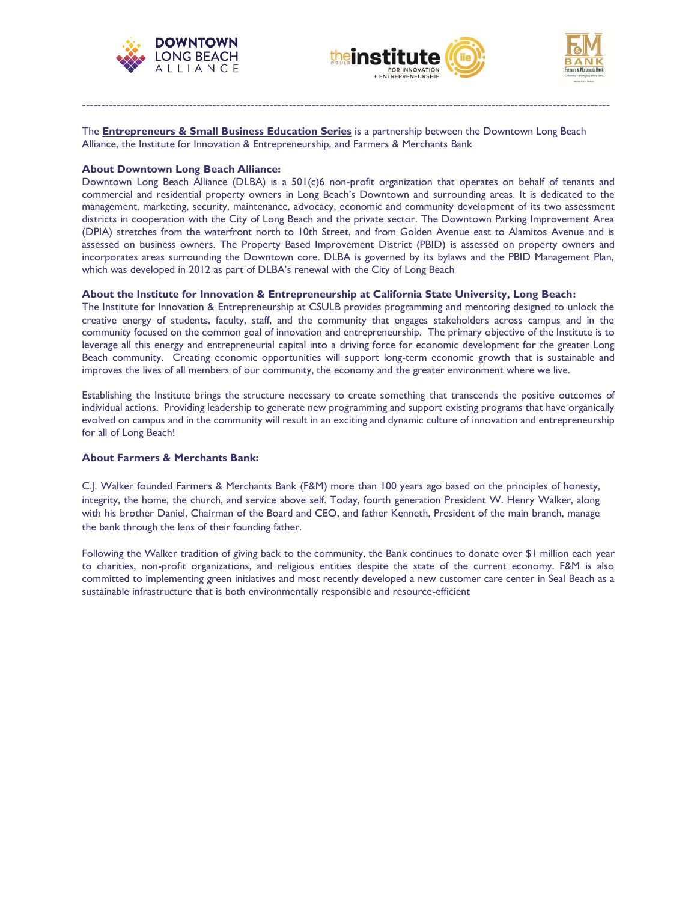The **Entrepreneurs & Small Business Education Series** is a partnership between the Downtown Long Beach Alliance, the Institute for Innovation & Entrepreneurship, and Farmers & Merchants Bank

**About Downtown Long Beach Alliance:**
Downtown Long Beach Alliance (DLBA) is a 501(c)6 non-profit organization that operates on behalf of tenants and commercial and residential property owners in Long Beach's Downtown and surrounding areas. It is dedicated to the management, marketing, security, maintenance, advocacy, economic and community development of its two assessment districts in cooperation with the City of Long Beach and the private sector. The Downtown Parking Improvement Area (DPIA) stretches from the waterfront north to 10th Street, and from Golden Avenue east to Alamitos Avenue and is assessed on business owners. The Property Based Improvement District (PBID) is assessed on property owners and incorporates areas surrounding the Downtown core. DLBA is governed by its bylaws and the PBID Management Plan, which was developed in 2012 as part of DLBA's renewal with the City of Long Beach

**About the Institute for Innovation & Entrepreneurship at California State University, Long Beach:**
The Institute for Innovation & Entrepreneurship at CSULB provides programming and mentoring designed to unlock the creative energy of students, faculty, staff, and the community that engages stakeholders across campus and in the community focused on the common goal of innovation and entrepreneurship. The primary objective of the Institute is to leverage all this energy and entrepreneurial capital into a driving force for economic development for the greater Long Beach community. Creating economic opportunities will support long-term economic growth that is sustainable and improves the lives of all members of our community, the economy and the greater environment where we live.

Establishing the Institute brings the structure necessary to create something that transcends the positive outcomes of individual actions. Providing leadership to generate new programming and support existing programs that have organically evolved on campus and in the community will result in an exciting and dynamic culture of innovation and entrepreneurship for all of Long Beach!

**About Farmers & Merchants Bank:**

C.J. Walker founded Farmers & Merchants Bank (F&M) more than 100 years ago based on the principles of honesty, integrity, the home, the church, and service above self. Today, fourth generation President W. Henry Walker, along with his brother Daniel, Chairman of the Board and CEO, and father Kenneth, President of the main branch, manage the bank through the lens of their founding father.

Following the Walker tradition of giving back to the community, the Bank continues to donate over $1 million each year to charities, non-profit organizations, and religious entities despite the state of the current economy. F&M is also committed to implementing green initiatives and most recently developed a new customer care center in Seal Beach as a sustainable infrastructure that is both environmentally responsible and resource-efficient